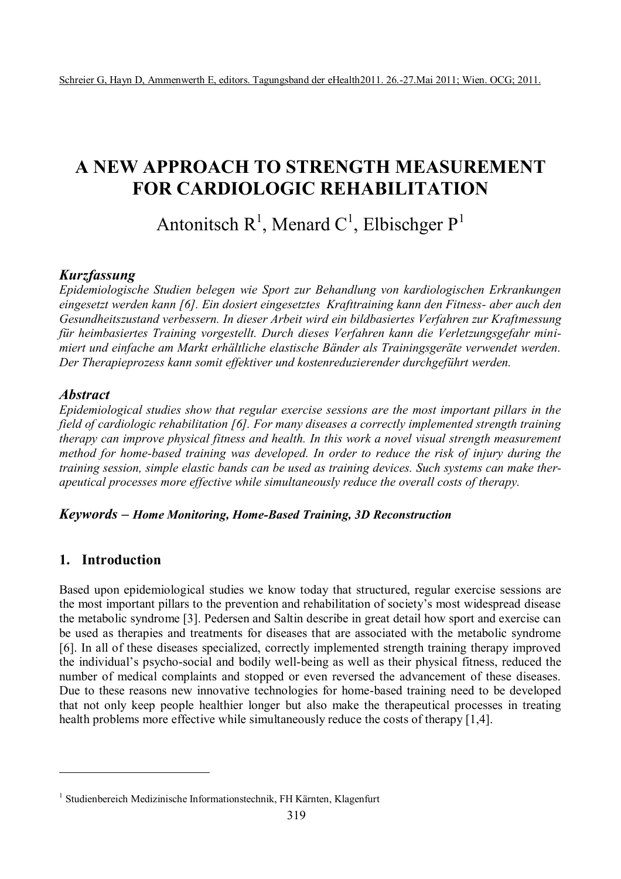Schreier G, Hayn D, Ammenwerth E, editors. Tagungsband der eHealth2011. 26.-27.Mai 2011; Wien. OCG; 2011.

# A NEW APPROACH TO STRENGTH MEASUREMENT FOR CARDIOLOGIC REHABILITATION

Antonitsch R[1], Menard C[1], Elbischger P[1]

### *Kurzfassung*

*Epidemiologische Studien belegen wie Sport zur Behandlung von kardiologischen Erkrankungen eingesetzt werden kann [6]. Ein dosiert eingesetztes Krafttraining kann den Fitness- aber auch den Gesundheitszustand verbessern. In dieser Arbeit wird ein bildbasiertes Verfahren zur Kraftmessung für heimbasiertes Training vorgestellt. Durch dieses Verfahren kann die Verletzungsgefahr minimiert und einfache am Markt erhältliche elastische Bänder als Trainingsgeräte verwendet werden. Der Therapieprozess kann somit effektiver und kostenreduzierender durchgeführt werden.*

### *Abstract*

*Epidemiological studies show that regular exercise sessions are the most important pillars in the field of cardiologic rehabilitation [6]. For many diseases a correctly implemented strength training therapy can improve physical fitness and health. In this work a novel visual strength measurement method for home-based training was developed. In order to reduce the risk of injury during the training session, simple elastic bands can be used as training devices. Such systems can make therapeutical processes more effective while simultaneously reduce the overall costs of therapy.*

***Keywords – Home Monitoring, Home-Based Training, 3D Reconstruction***

## 1. Introduction

Based upon epidemiological studies we know today that structured, regular exercise sessions are the most important pillars to the prevention and rehabilitation of society's most widespread disease the metabolic syndrome [3]. Pedersen and Saltin describe in great detail how sport and exercise can be used as therapies and treatments for diseases that are associated with the metabolic syndrome [6]. In all of these diseases specialized, correctly implemented strength training therapy improved the individual's psycho-social and bodily well-being as well as their physical fitness, reduced the number of medical complaints and stopped or even reversed the advancement of these diseases. Due to these reasons new innovative technologies for home-based training need to be developed that not only keep people healthier longer but also make the therapeutical processes in treating health problems more effective while simultaneously reduce the costs of therapy [1,4].

---

[1] Studienbereich Medizinische Informationstechnik, FH Kärnten, Klagenfurt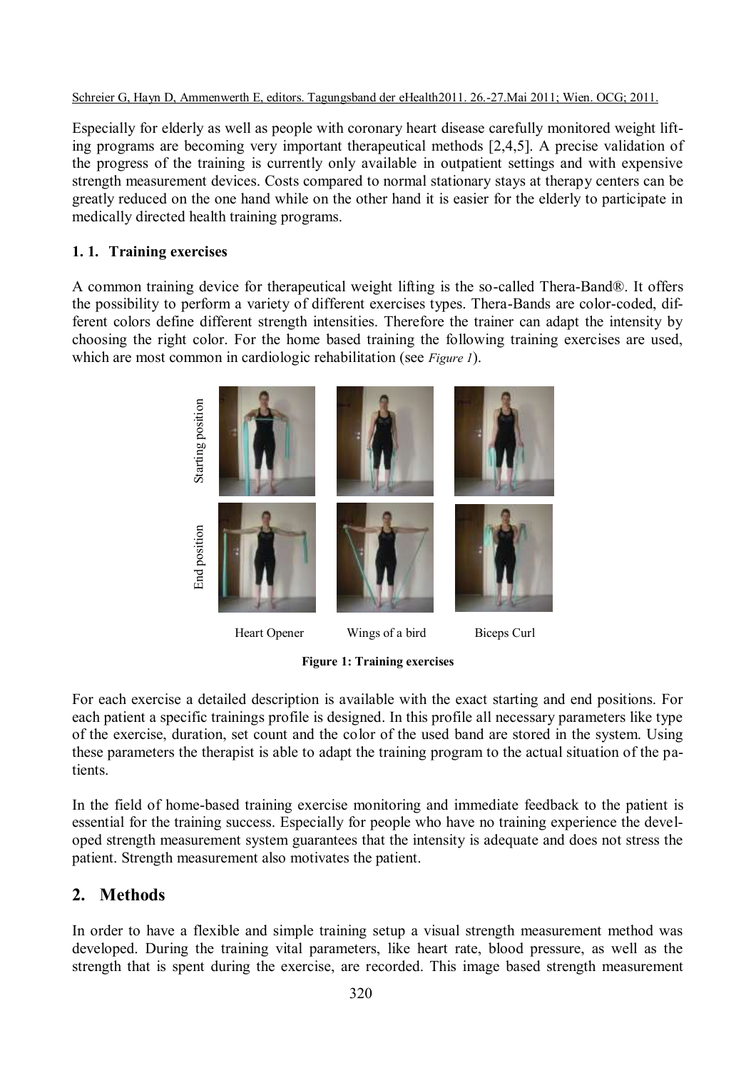Especially for elderly as well as people with coronary heart disease carefully monitored weight lifting programs are becoming very important therapeutical methods [2,4,5]. A precise validation of the progress of the training is currently only available in outpatient settings and with expensive strength measurement devices. Costs compared to normal stationary stays at therapy centers can be greatly reduced on the one hand while on the other hand it is easier for the elderly to participate in medically directed health training programs.

### 1. 1. Training exercises

A common training device for therapeutical weight lifting is the so-called Thera-Band®. It offers the possibility to perform a variety of different exercises types. Thera-Bands are color-coded, different colors define different strength intensities. Therefore the trainer can adapt the intensity by choosing the right color. For the home based training the following training exercises are used, which are most common in cardiologic rehabilitation (see *Figure 1*).

Starting position

End position

Heart Opener

Wings of a bird

Biceps Curl

**Figure 1: Training exercises**

For each exercise a detailed description is available with the exact starting and end positions. For each patient a specific trainings profile is designed. In this profile all necessary parameters like type of the exercise, duration, set count and the color of the used band are stored in the system. Using these parameters the therapist is able to adapt the training program to the actual situation of the patients.

In the field of home-based training exercise monitoring and immediate feedback to the patient is essential for the training success. Especially for people who have no training experience the developed strength measurement system guarantees that the intensity is adequate and does not stress the patient. Strength measurement also motivates the patient.

## 2. Methods

In order to have a flexible and simple training setup a visual strength measurement method was developed. During the training vital parameters, like heart rate, blood pressure, as well as the strength that is spent during the exercise, are recorded. This image based strength measurement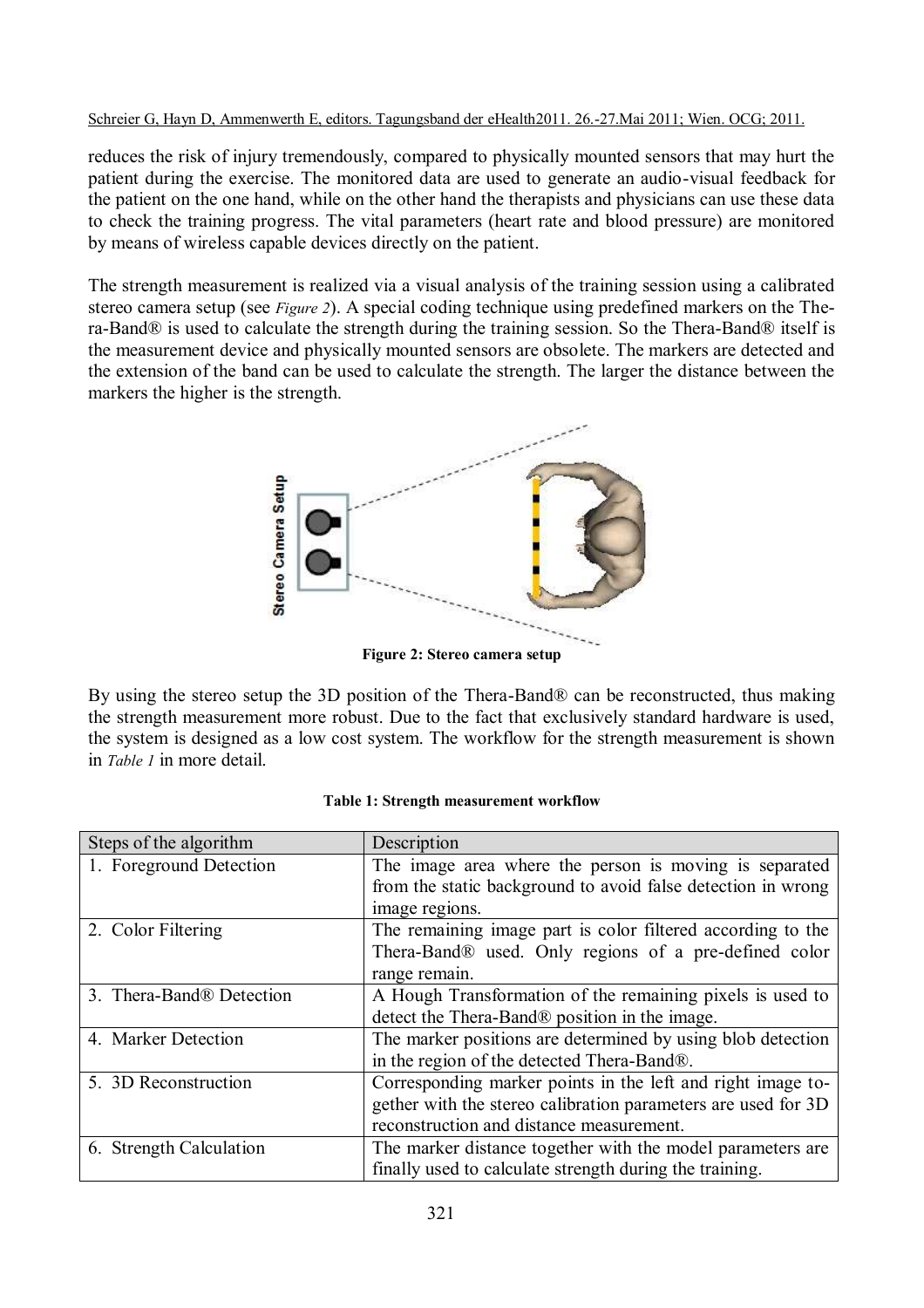reduces the risk of injury tremendously, compared to physically mounted sensors that may hurt the patient during the exercise. The monitored data are used to generate an audio-visual feedback for the patient on the one hand, while on the other hand the therapists and physicians can use these data to check the training progress. The vital parameters (heart rate and blood pressure) are monitored by means of wireless capable devices directly on the patient.

The strength measurement is realized via a visual analysis of the training session using a calibrated stereo camera setup (see *Figure 2*). A special coding technique using predefined markers on the Thera-Band® is used to calculate the strength during the training session. So the Thera-Band® itself is the measurement device and physically mounted sensors are obsolete. The markers are detected and the extension of the band can be used to calculate the strength. The larger the distance between the markers the higher is the strength.

Stereo Camera Setup

**Figure 2: Stereo camera setup**

By using the stereo setup the 3D position of the Thera-Band® can be reconstructed, thus making the strength measurement more robust. Due to the fact that exclusively standard hardware is used, the system is designed as a low cost system. The workflow for the strength measurement is shown in *Table 1* in more detail.

**Table 1: Strength measurement workflow**

| Steps of the algorithm | Description |
|---|---|
| 1. Foreground Detection | The image area where the person is moving is separated from the static background to avoid false detection in wrong image regions. |
| 2. Color Filtering | The remaining image part is color filtered according to the Thera-Band® used. Only regions of a pre-defined color range remain. |
| 3. Thera-Band® Detection | A Hough Transformation of the remaining pixels is used to detect the Thera-Band® position in the image. |
| 4. Marker Detection | The marker positions are determined by using blob detection in the region of the detected Thera-Band®. |
| 5. 3D Reconstruction | Corresponding marker points in the left and right image together with the stereo calibration parameters are used for 3D reconstruction and distance measurement. |
| 6. Strength Calculation | The marker distance together with the model parameters are finally used to calculate strength during the training. |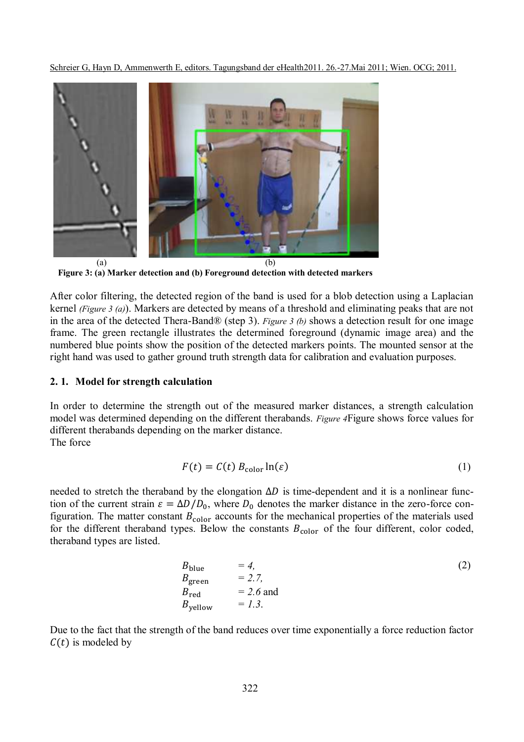(a) (b)

**Figure 3: (a) Marker detection and (b) Foreground detection with detected markers**

After color filtering, the detected region of the band is used for a blob detection using a Laplacian kernel *(Figure 3 (a))*. Markers are detected by means of a threshold and eliminating peaks that are not in the area of the detected Thera-Band® (step 3). *Figure 3 (b)* shows a detection result for one image frame. The green rectangle illustrates the determined foreground (dynamic image area) and the numbered blue points show the position of the detected markers points. The mounted sensor at the right hand was used to gather ground truth strength data for calibration and evaluation purposes.

### 2. 1. Model for strength calculation

In order to determine the strength out of the measured marker distances, a strength calculation model was determined depending on the different therabands. *Figure 4*Figure shows force values for different therabands depending on the marker distance.
The force

$$F(t) = C(t)\, B_{\text{color}} \ln(\varepsilon) \tag{1}$$

needed to stretch the theraband by the elongation $\Delta D$ is time-dependent and it is a nonlinear function of the current strain $\varepsilon = \Delta D / D_0$, where $D_0$ denotes the marker distance in the zero-force configuration. The matter constant $B_{\text{color}}$ accounts for the mechanical properties of the materials used for the different theraband types. Below the constants $B_{\text{color}}$ of the four different, color coded, theraband types are listed.

$$\begin{aligned} B_{\text{blue}} &= 4, \\ B_{\text{green}} &= 2.7, \\ B_{\text{red}} &= 2.6 \text{ and} \\ B_{\text{yellow}} &= 1.3. \end{aligned} \tag{2}$$

Due to the fact that the strength of the band reduces over time exponentially a force reduction factor $C(t)$ is modeled by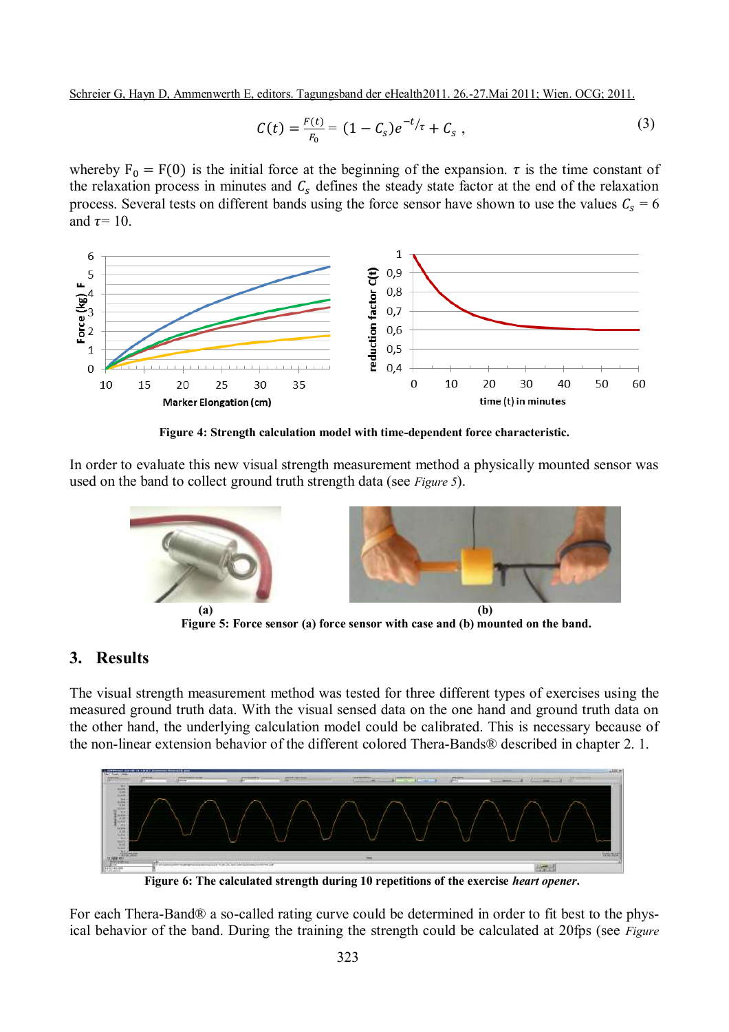$$C(t) = \frac{F(t)}{F_0} = (1 - C_s)e^{-t/\tau} + C_s \;, \tag{3}$$

whereby $F_0 = F(0)$ is the initial force at the beginning of the expansion. $\tau$ is the time constant of the relaxation process in minutes and $C_s$ defines the steady state factor at the end of the relaxation process. Several tests on different bands using the force sensor have shown to use the values $C_s = 6$ and $\tau = 10$.

Force (kg) F
6
5
4
3
2
1
0
10 15 20 25 30 35
Marker Elongation (cm)

reduction factor C(t)
1
0,9
0,8
0,7
0,6
0,5
0,4
0 10 20 30 40 50 60
time (t) in minutes

**Figure 4: Strength calculation model with time-dependent force characteristic.**

In order to evaluate this new visual strength measurement method a physically mounted sensor was used on the band to collect ground truth strength data (see *Figure 5*).

(a) (b)

**Figure 5: Force sensor (a) force sensor with case and (b) mounted on the band.**

## 3. Results

The visual strength measurement method was tested for three different types of exercises using the measured ground truth data. With the visual sensed data on the one hand and ground truth data on the other hand, the underlying calculation model could be calibrated. This is necessary because of the non-linear extension behavior of the different colored Thera-Bands® described in chapter 2. 1.

**Figure 6: The calculated strength during 10 repetitions of the exercise *heart opener*.**

For each Thera-Band® a so-called rating curve could be determined in order to fit best to the physical behavior of the band. During the training the strength could be calculated at 20fps (see *Figure*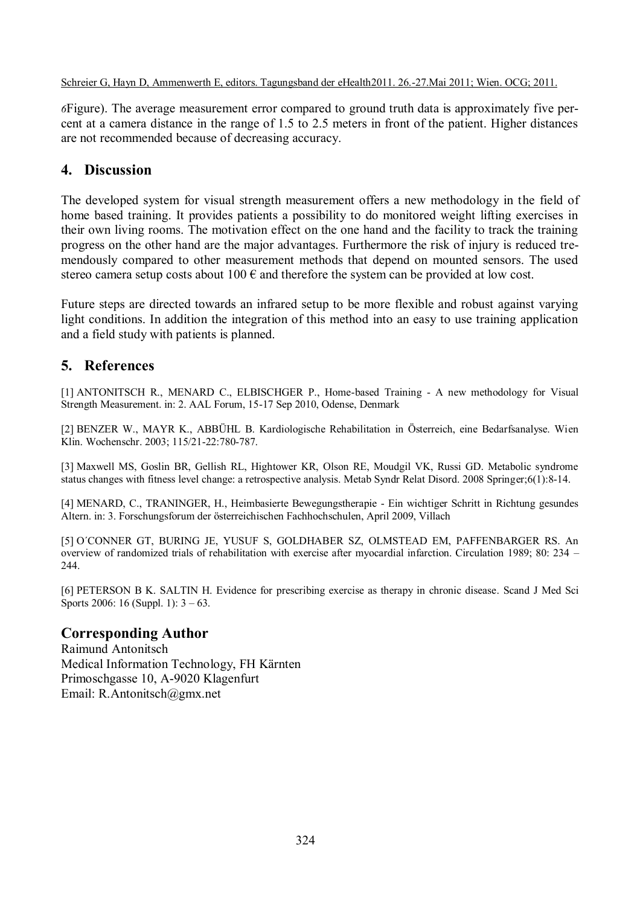*6*Figure). The average measurement error compared to ground truth data is approximately five percent at a camera distance in the range of 1.5 to 2.5 meters in front of the patient. Higher distances are not recommended because of decreasing accuracy.

## 4. Discussion

The developed system for visual strength measurement offers a new methodology in the field of home based training. It provides patients a possibility to do monitored weight lifting exercises in their own living rooms. The motivation effect on the one hand and the facility to track the training progress on the other hand are the major advantages. Furthermore the risk of injury is reduced tremendously compared to other measurement methods that depend on mounted sensors. The used stereo camera setup costs about 100 € and therefore the system can be provided at low cost.

Future steps are directed towards an infrared setup to be more flexible and robust against varying light conditions. In addition the integration of this method into an easy to use training application and a field study with patients is planned.

## 5. References

[1] ANTONITSCH R., MENARD C., ELBISCHGER P., Home-based Training - A new methodology for Visual Strength Measurement. in: 2. AAL Forum, 15-17 Sep 2010, Odense, Denmark

[2] BENZER W., MAYR K., ABBÜHL B. Kardiologische Rehabilitation in Österreich, eine Bedarfsanalyse. Wien Klin. Wochenschr. 2003; 115/21-22:780-787.

[3] Maxwell MS, Goslin BR, Gellish RL, Hightower KR, Olson RE, Moudgil VK, Russi GD. Metabolic syndrome status changes with fitness level change: a retrospective analysis. Metab Syndr Relat Disord. 2008 Springer;6(1):8-14.

[4] MENARD, C., TRANINGER, H., Heimbasierte Bewegungstherapie - Ein wichtiger Schritt in Richtung gesundes Altern. in: 3. Forschungsforum der österreichischen Fachhochschulen, April 2009, Villach

[5] O´CONNER GT, BURING JE, YUSUF S, GOLDHABER SZ, OLMSTEAD EM, PAFFENBARGER RS. An overview of randomized trials of rehabilitation with exercise after myocardial infarction. Circulation 1989; 80: 234 – 244.

[6] PETERSON B K. SALTIN H. Evidence for prescribing exercise as therapy in chronic disease. Scand J Med Sci Sports 2006: 16 (Suppl. 1): 3 – 63.

## Corresponding Author

Raimund Antonitsch
Medical Information Technology, FH Kärnten
Primoschgasse 10, A-9020 Klagenfurt
Email: R.Antonitsch@gmx.net